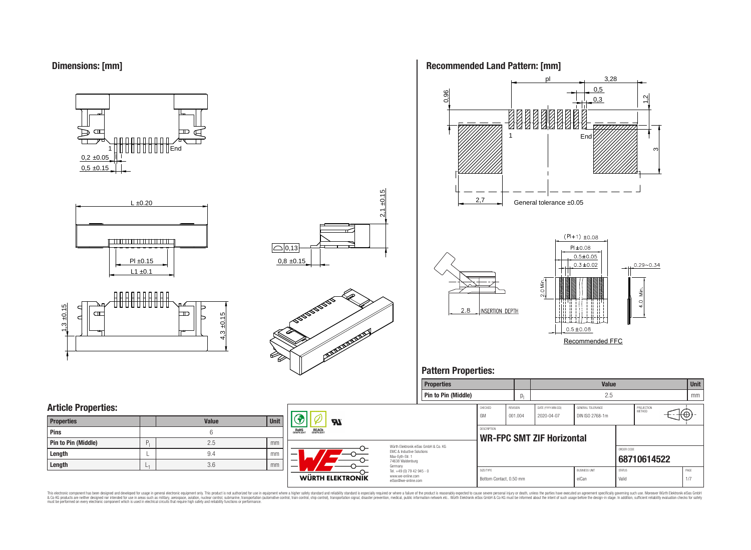## Dimensions: [mm]

0,2 ±0.05

0,5 ±0.15

L ±0.20

Pl ±0.15

L1 ±0.1

1,3 ±0.15

4,3 ±0.15

2,1 ±0.15

0,13

0,8 ±0.15

## Recommended Land Pattern: [mm]

pl

3,28

0,5

0,3

0.96

1.2

3

1

End

2,7

General tolerance ±0.05

2.8 INSERTION DEPTH

(Pl+1) ±0.08

Pl ±0.08

0.5±0.05

0.3±0.02

0.29~0.34

2.0 Min.

4.0 Min.

0.5±0.08

Recommended FFC

## Pattern Properties:

| Properties | | Value | Unit |
|---|---|---|---|
| Pin to Pin (Middle) | $p_l$ | 2.5 | mm |

## Article Properties:

| Properties | | Value | Unit |
|---|---|---|---|
| Pins | | 6 | |
| Pin to Pin (Middle) | $P_l$ | 2.5 | mm |
| Length | L | 9.4 | mm |
| Length | $L_1$ | 3.6 | mm |

| CHECKED | REVISION | DATE (YYYY-MM-DD) | GENERAL TOLERANCE | PROJECTION METHOD |
|---|---|---|---|---|
| GM | 001.004 | 2020-04-07 | DIN ISO 2768-1m | |

DESCRIPTION

**WR-FPC SMT ZIF Horizontal**

ORDER CODE

**68710614522**

| SIZE/TYPE | BUSINESS UNIT | STATUS | PAGE |
|---|---|---|---|
| Bottom Contact, 0.50 mm | eiCan | Valid | 1/7 |

Würth Elektronik eiSos GmbH & Co. KG
EMC & Inductive Solutions
Max-Eyth-Str. 1
74638 Waldenburg
Germany
Tel. +49 (0) 79 42 945 - 0
www.we-online.com
eiSos@we-online.com

WÜRTH ELEKTRONIK

RoHS COMPLIANT REACh COMPLIANT

This electronic component has been designed and developed for usage in general electronic equipment only. This product is not authorized for use in equipment where a higher safety standard and reliability standard is especially required or where a failure of the product is reasonably expected to cause severe personal injury or death, unless the parties have executed an agreement specifically governing such use. Moreover Würth Elektronik eiSos GmbH & Co KG products are neither designed nor intended for use in areas such as military, aerospace, aviation, nuclear control, submarine, transportation (automotive control, train control, ship control), transportation signal, disaster prevention, medical, public information network etc.. Würth Elektronik eiSos GmbH & Co KG must be informed about the intent of such usage before the design-in stage. In addition, sufficient reliability evaluation checks for safety must be performed on every electronic component which is used in electrical circuits that require high safety and reliability functions or performance.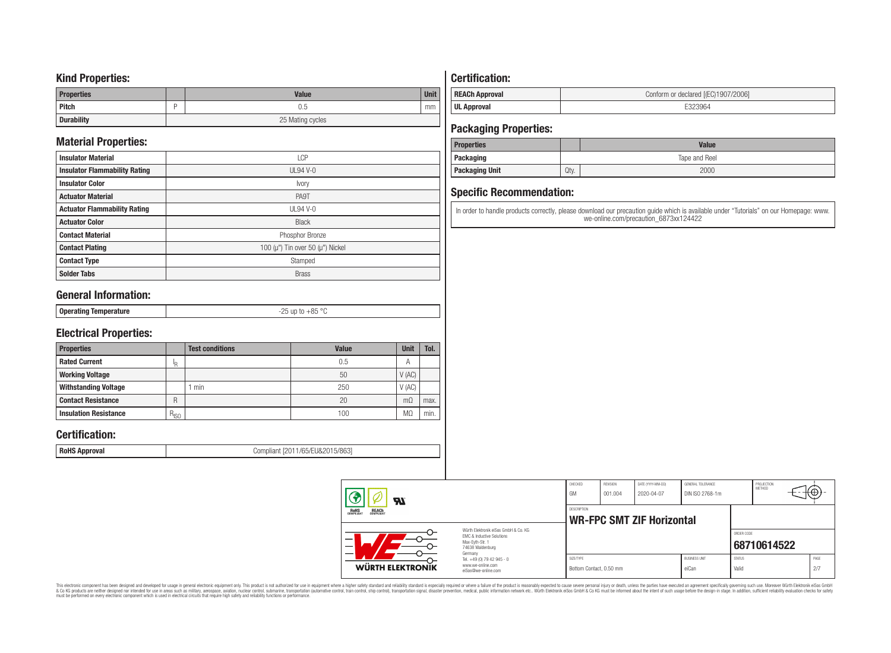## Kind Properties:

| Properties | | Value | Unit |
|---|---|---|---|
| Pitch | P | 0.5 | mm |
| Durability | | 25 Mating cycles | |

## Material Properties:

| | |
|---|---|
| Insulator Material | LCP |
| Insulator Flammability Rating | UL94 V-0 |
| Insulator Color | Ivory |
| Actuator Material | PA9T |
| Actuator Flammability Rating | UL94 V-0 |
| Actuator Color | Black |
| Contact Material | Phosphor Bronze |
| Contact Plating | 100 (µ") Tin over 50 (µ") Nickel |
| Contact Type | Stamped |
| Solder Tabs | Brass |

## General Information:

| | |
|---|---|
| Operating Temperature | -25 up to +85 °C |

## Electrical Properties:

| Properties | | Test conditions | Value | Unit | Tol. |
|---|---|---|---|---|---|
| Rated Current | $I_R$ | | 0.5 | A | |
| Working Voltage | | | 50 | V (AC) | |
| Withstanding Voltage | | 1 min | 250 | V (AC) | |
| Contact Resistance | R | | 20 | mΩ | max. |
| Insulation Resistance | $R_{ISO}$ | | 100 | MΩ | min. |

## Certification:

| | |
|---|---|
| RoHS Approval | Compliant [2011/65/EU&2015/863] |

## Certification:

| | |
|---|---|
| REACh Approval | Conform or declared [(EC)1907/2006] |
| UL Approval | E323964 |

## Packaging Properties:

| Properties | | Value |
|---|---|---|
| Packaging | | Tape and Reel |
| Packaging Unit | Qty. | 2000 |

## Specific Recommendation:

In order to handle products correctly, please download our precaution guide which is available under "Tutorials" on our Homepage: www.we-online.com/precaution_6873xx124422

| CHECKED | REVISION | DATE (YYYY-MM-DD) | GENERAL TOLERANCE | PROJECTION METHOD |
|---|---|---|---|---|
| GM | 001.004 | 2020-04-07 | DIN ISO 2768-1m | |

DESCRIPTION: **WR-FPC SMT ZIF Horizontal**

Würth Elektronik eiSos GmbH & Co. KG
EMC & Inductive Solutions
Max-Eyth-Str. 1
74638 Waldenburg
Germany
Tel. +49 (0) 79 42 945 - 0
www.we-online.com
eiSos@we-online.com

ORDER CODE: **68710614522**

| SIZE/TYPE | BUSINESS UNIT | STATUS | PAGE |
|---|---|---|---|
| Bottom Contact, 0.50 mm | eiCan | Valid | 2/7 |

This electronic component has been designed and developed for usage in general electronic equipment only. This product is not authorized for use in equipment where a higher safety standard and reliability standard is especially required or where a failure of the product is reasonably expected to cause severe personal injury or death, unless the parties have executed an agreement specifically governing such use. Moreover Würth Elektronik eiSos GmbH & Co KG products are neither designed nor intended for use in areas such as military, aerospace, aviation, nuclear control, submarine, transportation (automotive control, train control, ship control), transportation signal, disaster prevention, medical, public information network etc.. Würth Elektronik eiSos GmbH & Co KG must be informed about the intent of such usage before the design-in stage. In addition, sufficient reliability evaluation checks for safety must be performed on every electronic component which is used in electrical circuits that require high safety and reliability functions or performance.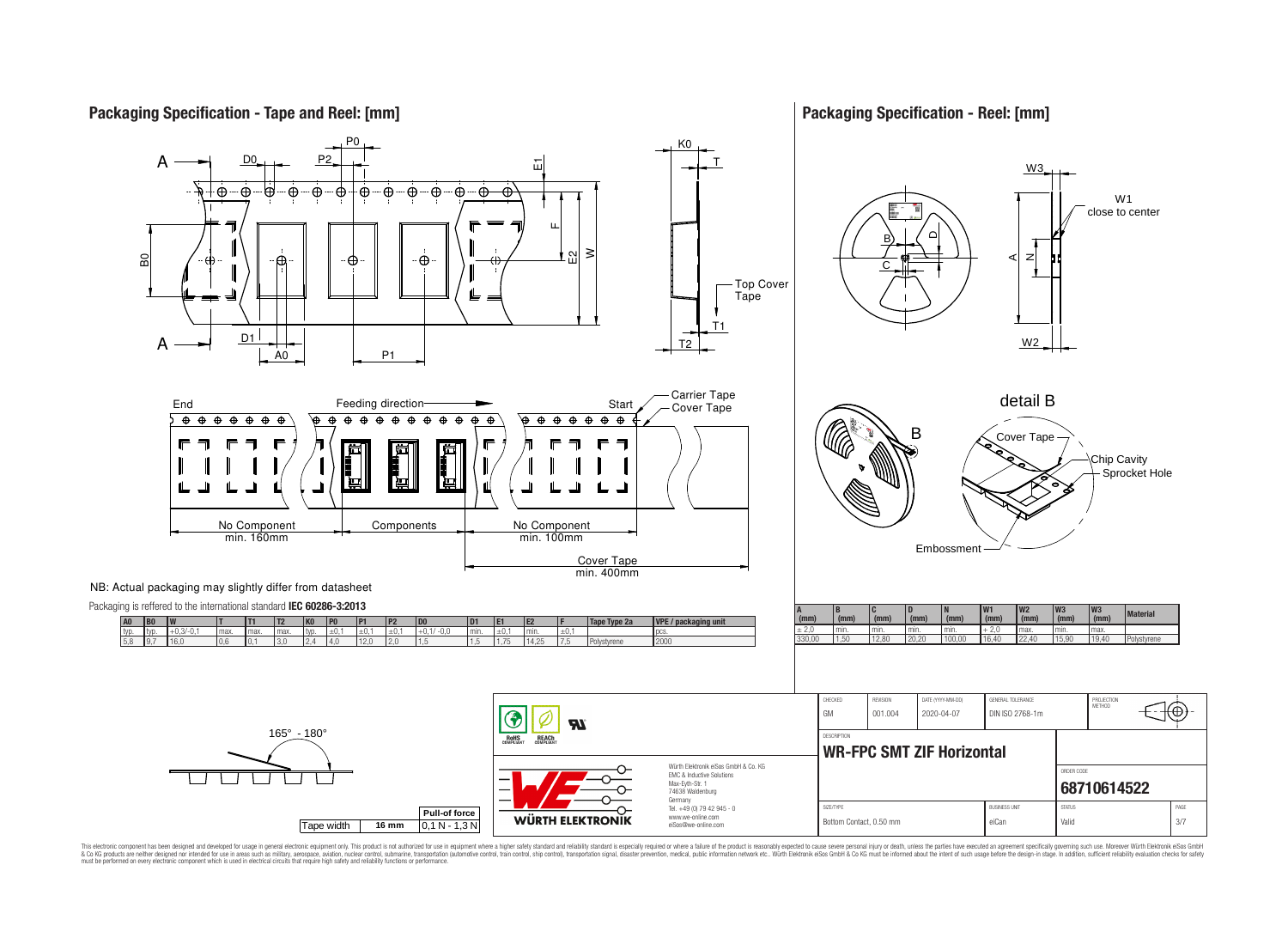## Packaging Specification - Tape and Reel: [mm]

NB: Actual packaging may slightly differ from datasheet

Packaging is reffered to the international standard **IEC 60286-3:2013**

| A0 | B0 | W | T | T1 | T2 | K0 | P0 | P1 | P2 | D0 | D1 | E1 | E2 | F | Tape Type 2a | VPE / packaging unit |
|---|---|---|---|---|---|---|---|---|---|---|---|---|---|---|---|---|
| typ. | typ. | +0,3/-0,1 | max. | max. | max. | typ. | ±0,1 | ±0,1 | ±0,1 | +0,1/ -0,0 | min. | ±0,1 | min. | ±0,1 | | pcs. |
| 5,8 | 9,7 | 16,0 | 0,6 | 0,1 | 3,0 | 2,4 | 4,0 | 12,0 | 2,0 | 1,5 | 1,5 | 1,75 | 14,25 | 7,5 | Polystyrene | 2000 |

No Component min. 160mm — Components — No Component min. 100mm — Cover Tape min. 400mm

| Tape width | 16 mm | Pull-of force 0,1 N - 1,3 N |
|---|---|---|

## Packaging Specification - Reel: [mm]

| A (mm) | B (mm) | C (mm) | D (mm) | N (mm) | W1 (mm) | W2 (mm) | W3 (mm) | W3 (mm) | Material |
|---|---|---|---|---|---|---|---|---|---|
| ± 2,0 | min. | min. | min. | min. | + 2,0 | max. | min. | max. | |
| 330,00 | 1,50 | 12,80 | 20,20 | 100,00 | 16,40 | 22,40 | 15,90 | 19,40 | Polystyrene |

| CHECKED | REVISION | DATE (YYYY-MM-DD) | GENERAL TOLERANCE | PROJECTION METHOD |
|---|---|---|---|---|
| GM | 001.004 | 2020-04-07 | DIN ISO 2768-1m | |

DESCRIPTION: **WR-FPC SMT ZIF Horizontal**

ORDER CODE: **68710614522**

| SIZE/TYPE | BUSINESS UNIT | STATUS | PAGE |
|---|---|---|---|
| Bottom Contact, 0.50 mm | eiCan | Valid | 3/7 |

Würth Elektronik eiSos GmbH & Co. KG
EMC & Inductive Solutions
Max-Eyth-Str. 1
74638 Waldenburg
Germany
Tel. +49 (0) 79 42 945 - 0
www.we-online.com
eiSos@we-online.com

This electronic component has been designed and developed for usage in general electronic equipment only. This product is not authorized for use in equipment where a higher safety standard and reliability standard is especially required or where a failure of the product is reasonably expected to cause severe personal injury or death, unless the parties have executed an agreement specifically governing such use. Moreover Würth Elektronik eiSos GmbH & Co KG products are neither designed nor intended for use in areas such as military, aerospace, aviation, nuclear control, submarine, transportation (automotive control, train control, ship control), transportation signal, disaster prevention, medical, public information network etc.. Würth Elektronik eiSos GmbH & Co KG must be informed about the intent of such usage before the design-in stage. In addition, sufficient reliability evaluation checks for safety must be performed on every electronic component which is used in electrical circuits that require high safety and reliability functions or performance.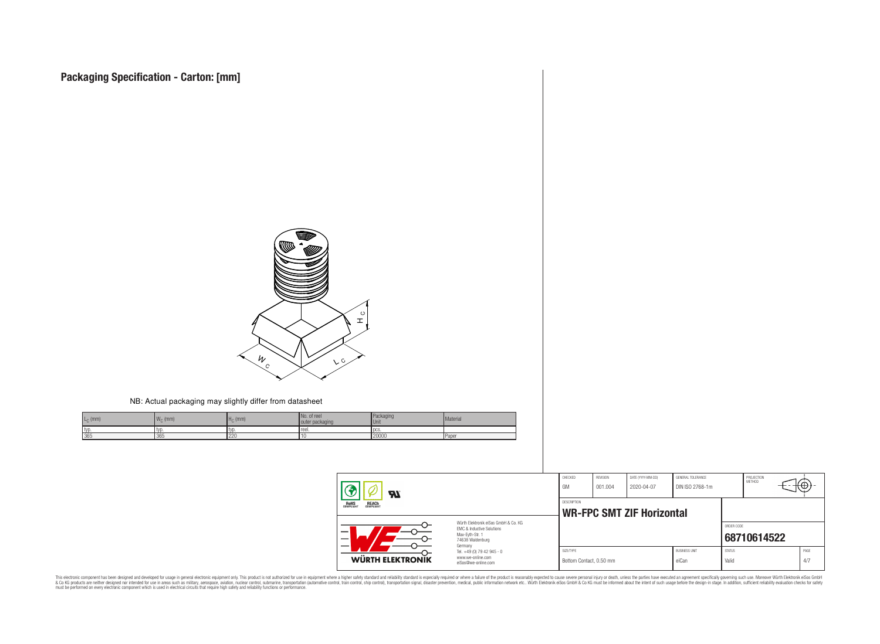# Packaging Specification - Carton: [mm]

NB: Actual packaging may slightly differ from datasheet

| $L_C$ (mm) | $W_C$ (mm) | $H_C$ (mm) | No. of reel outer packaging | Packaging Unit | Material |
|---|---|---|---|---|---|
| typ. | typ. | typ. | reel. | pcs. | |
| 365 | 365 | 220 | 10 | 20000 | Paper |

| CHECKED | REVISION | DATE (YYYY-MM-DD) | GENERAL TOLERANCE | PROJECTION METHOD |
|---|---|---|---|---|
| GM | 001.004 | 2020-04-07 | DIN ISO 2768-1m | |

DESCRIPTION

**WR-FPC SMT ZIF Horizontal**

Würth Elektronik eiSos GmbH & Co. KG
EMC & Inductive Solutions
Max-Eyth-Str. 1
74638 Waldenburg
Germany
Tel. +49 (0) 79 42 945 - 0
www.we-online.com
eiSos@we-online.com

ORDER CODE: **68710614522**

| SIZE/TYPE | BUSINESS UNIT | STATUS | PAGE |
|---|---|---|---|
| Bottom Contact, 0.50 mm | eiCan | Valid | 4/7 |

This electronic component has been designed and developed for usage in general electronic equipment only. This product is not authorized for use in equipment where a higher safety standard and reliability standard is especially required or where a failure of the product is reasonably expected to cause severe personal injury or death, unless the parties have executed an agreement specifically governing such use. Moreover Würth Elektronik eiSos GmbH & Co KG products are neither designed nor intended for use in areas such as military, aerospace, aviation, nuclear control, submarine, transportation (automotive control, train control, ship control), transportation signal, disaster prevention, medical, public information network etc.. Würth Elektronik eiSos GmbH & Co KG must be informed about the intent of such usage before the design-in stage. In addition, sufficient reliability evaluation checks for safety must be performed on every electronic component which is used in electrical circuits that require high safety and reliability functions or performance.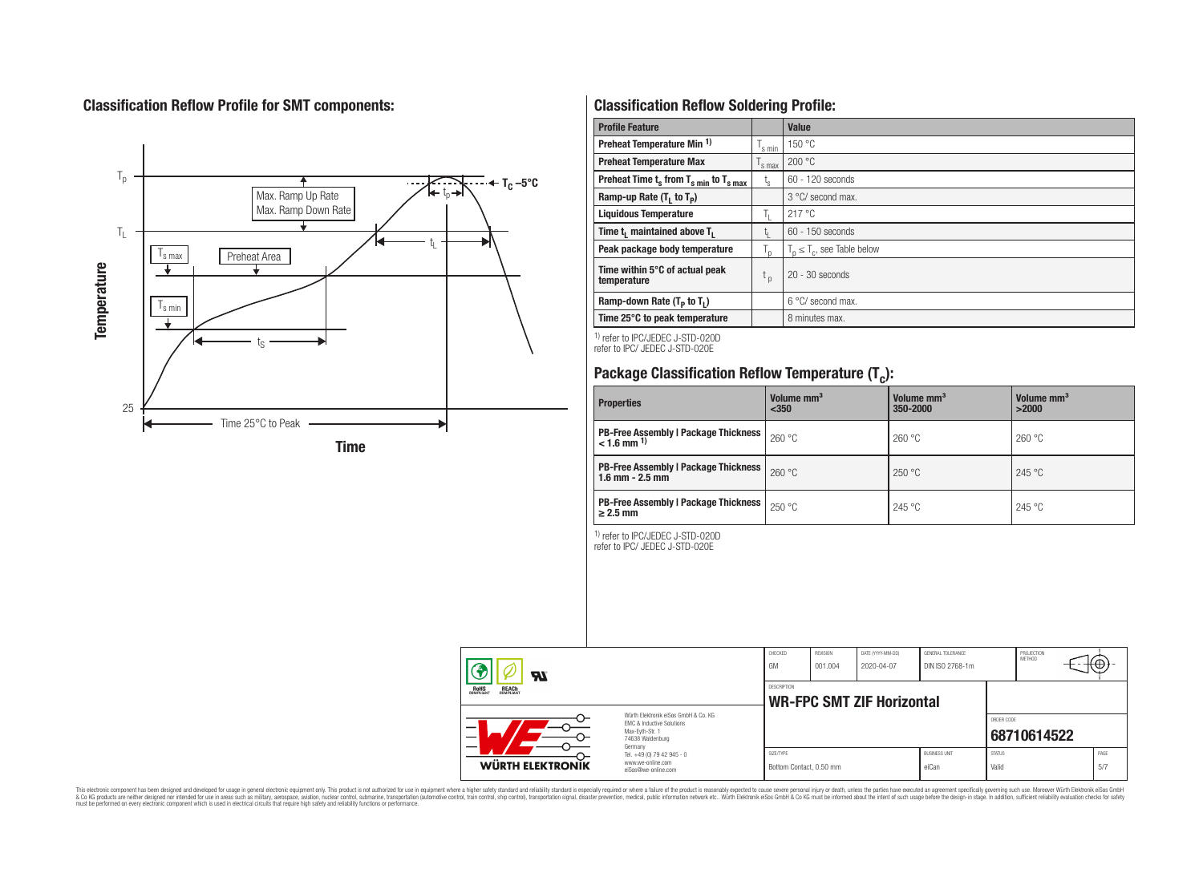## Classification Reflow Profile for SMT components:

## Classification Reflow Soldering Profile:

| Profile Feature | | Value |
|---|---|---|
| Preheat Temperature Min [1] | $T_{s\,min}$ | 150 °C |
| Preheat Temperature Max | $T_{s\,max}$ | 200 °C |
| Preheat Time $t_s$ from $T_{s\,min}$ to $T_{s\,max}$ | $t_s$ | 60 - 120 seconds |
| Ramp-up Rate ($T_L$ to $T_P$) | | 3 °C/ second max. |
| Liquidous Temperature | $T_L$ | 217 °C |
| Time $t_L$ maintained above $T_L$ | $t_L$ | 60 - 150 seconds |
| Peak package body temperature | $T_p$ | $T_p \leq T_c$, see Table below |
| Time within 5°C of actual peak temperature | $t_p$ | 20 - 30 seconds |
| Ramp-down Rate ($T_P$ to $T_L$) | | 6 °C/ second max. |
| Time 25°C to peak temperature | | 8 minutes max. |

[1] refer to IPC/JEDEC J-STD-020D
refer to IPC/ JEDEC J-STD-020E

## Package Classification Reflow Temperature ($T_c$):

| Properties | Volume mm³ <350 | Volume mm³ 350-2000 | Volume mm³ >2000 |
|---|---|---|---|
| PB-Free Assembly \| Package Thickness < 1.6 mm [1] | 260 °C | 260 °C | 260 °C |
| PB-Free Assembly \| Package Thickness 1.6 mm - 2.5 mm | 260 °C | 250 °C | 245 °C |
| PB-Free Assembly \| Package Thickness ≥ 2.5 mm | 250 °C | 245 °C | 245 °C |

[1] refer to IPC/JEDEC J-STD-020D
refer to IPC/ JEDEC J-STD-020E

| CHECKED | REVISION | DATE (YYYY-MM-DD) | GENERAL TOLERANCE | PROJECTION METHOD |
|---|---|---|---|---|
| GM | 001.004 | 2020-04-07 | DIN ISO 2768-1m | |

DESCRIPTION: **WR-FPC SMT ZIF Horizontal**

ORDER CODE: **68710614522**

| SIZE/TYPE | BUSINESS UNIT | STATUS | PAGE |
|---|---|---|---|
| Bottom Contact, 0.50 mm | eiCan | Valid | 5/7 |

Würth Elektronik eiSos GmbH & Co. KG
EMC & Inductive Solutions
Max-Eyth-Str. 1
74638 Waldenburg
Germany
Tel. +49 (0) 79 42 945 - 0
www.we-online.com
eiSos@we-online.com

This electronic component has been designed and developed for usage in general electronic equipment only. This product is not authorized for use in equipment where a higher safety standard and reliability standard is especially required or where a failure of the product is reasonably expected to cause severe personal injury or death, unless the parties have executed an agreement specifically governing such use. Moreover Würth Elektronik eiSos GmbH & Co KG products are neither designed nor intended for use in areas such as military, aerospace, aviation, nuclear control, submarine, transportation (automotive control, train control, ship control), transportation signal, disaster prevention, medical, public information network etc.. Würth Elektronik eiSos GmbH & Co KG must be informed about the intent of such usage before the design-in stage. In addition, sufficient reliability evaluation checks for safety must be performed on every electronic component which is used in electrical circuits that require high safety and reliability functions or performance.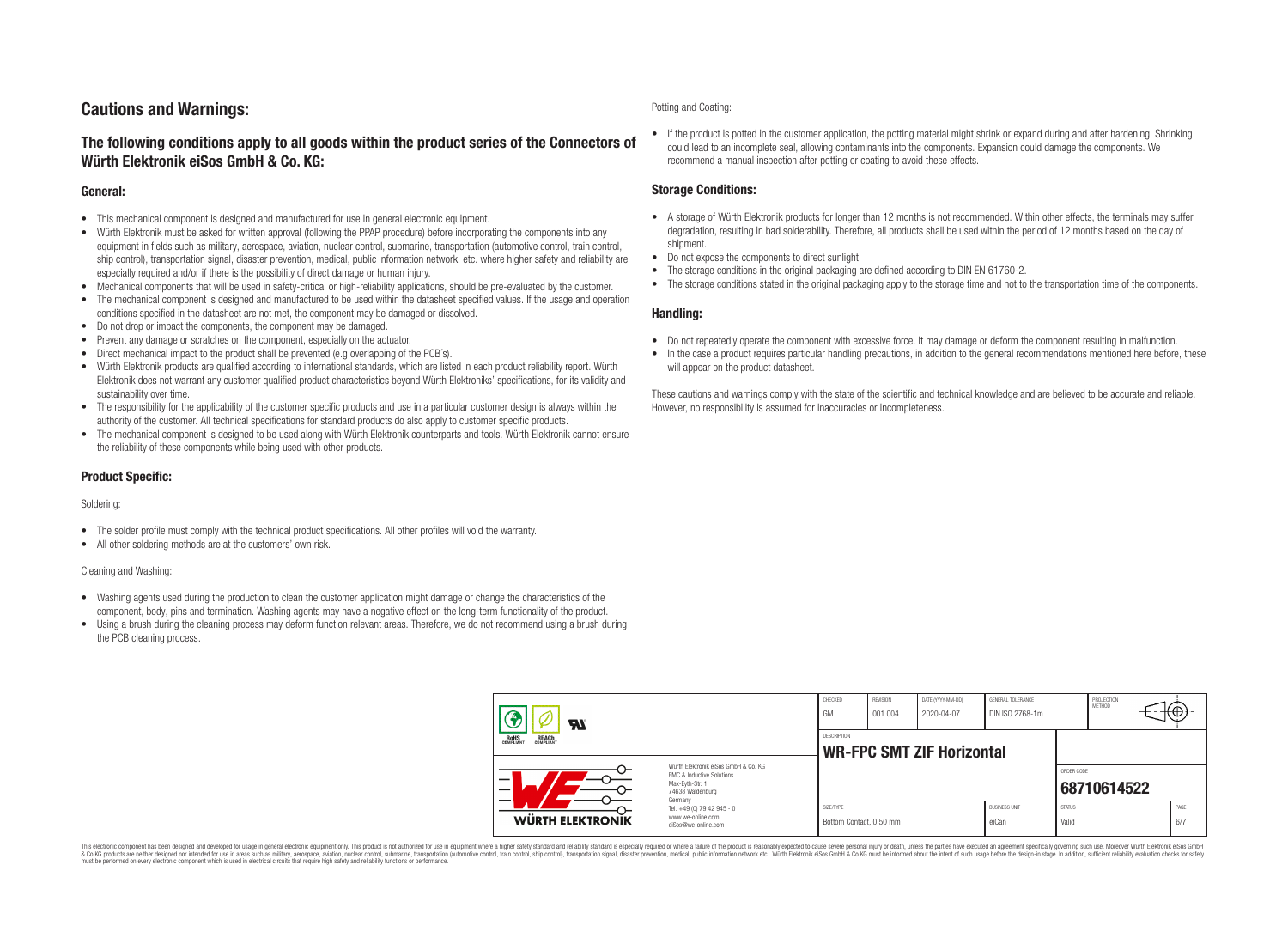# Cautions and Warnings:

## The following conditions apply to all goods within the product series of the Connectors of Würth Elektronik eiSos GmbH & Co. KG:

### General:

- This mechanical component is designed and manufactured for use in general electronic equipment.
- Würth Elektronik must be asked for written approval (following the PPAP procedure) before incorporating the components into any equipment in fields such as military, aerospace, aviation, nuclear control, submarine, transportation (automotive control, train control, ship control), transportation signal, disaster prevention, medical, public information network, etc. where higher safety and reliability are especially required and/or if there is the possibility of direct damage or human injury.
- Mechanical components that will be used in safety-critical or high-reliability applications, should be pre-evaluated by the customer.
- The mechanical component is designed and manufactured to be used within the datasheet specified values. If the usage and operation conditions specified in the datasheet are not met, the component may be damaged or dissolved.
- Do not drop or impact the components, the component may be damaged.
- Prevent any damage or scratches on the component, especially on the actuator.
- Direct mechanical impact to the product shall be prevented (e.g overlapping of the PCB's).
- Würth Elektronik products are qualified according to international standards, which are listed in each product reliability report. Würth Elektronik does not warrant any customer qualified product characteristics beyond Würth Elektroniks' specifications, for its validity and sustainability over time.
- The responsibility for the applicability of the customer specific products and use in a particular customer design is always within the authority of the customer. All technical specifications for standard products do also apply to customer specific products.
- The mechanical component is designed to be used along with Würth Elektronik counterparts and tools. Würth Elektronik cannot ensure the reliability of these components while being used with other products.

### Product Specific:

Soldering:

- The solder profile must comply with the technical product specifications. All other profiles will void the warranty.
- All other soldering methods are at the customers' own risk.

Cleaning and Washing:

- Washing agents used during the production to clean the customer application might damage or change the characteristics of the component, body, pins and termination. Washing agents may have a negative effect on the long-term functionality of the product.
- Using a brush during the cleaning process may deform function relevant areas. Therefore, we do not recommend using a brush during the PCB cleaning process.

Potting and Coating:

- If the product is potted in the customer application, the potting material might shrink or expand during and after hardening. Shrinking could lead to an incomplete seal, allowing contaminants into the components. Expansion could damage the components. We recommend a manual inspection after potting or coating to avoid these effects.

### Storage Conditions:

- A storage of Würth Elektronik products for longer than 12 months is not recommended. Within other effects, the terminals may suffer degradation, resulting in bad solderability. Therefore, all products shall be used within the period of 12 months based on the day of shipment.
- Do not expose the components to direct sunlight.
- The storage conditions in the original packaging are defined according to DIN EN 61760-2.
- The storage conditions stated in the original packaging apply to the storage time and not to the transportation time of the components.

### Handling:

- Do not repeatedly operate the component with excessive force. It may damage or deform the component resulting in malfunction.
- In the case a product requires particular handling precautions, in addition to the general recommendations mentioned here before, these will appear on the product datasheet.

These cautions and warnings comply with the state of the scientific and technical knowledge and are believed to be accurate and reliable. However, no responsibility is assumed for inaccuracies or incompleteness.

| CHECKED | REVISION | DATE (YYYY-MM-DD) | GENERAL TOLERANCE | PROJECTION METHOD |
|---|---|---|---|---|
| GM | 001.004 | 2020-04-07 | DIN ISO 2768-1m | |

| DESCRIPTION | | ORDER CODE |
|---|---|---|
| WR-FPC SMT ZIF Horizontal | | 68710614522 |

| SIZE/TYPE | BUSINESS UNIT | STATUS | PAGE |
|---|---|---|---|
| Bottom Contact, 0.50 mm | eiCan | Valid | 6/7 |

Würth Elektronik eiSos GmbH & Co. KG
EMC & Inductive Solutions
Max-Eyth-Str. 1
74638 Waldenburg
Germany
Tel. +49 (0) 79 42 945 - 0
www.we-online.com
eiSos@we-online.com

This electronic component has been designed and developed for usage in general electronic equipment only. This product is not authorized for use in equipment where a higher safety standard and reliability standard is especially required or where a failure of the product is reasonably expected to cause severe personal injury or death, unless the parties have executed an agreement specifically governing such use. Moreover Würth Elektronik eiSos GmbH & Co KG products are neither designed nor intended for use in areas such as military, aerospace, aviation, nuclear control, submarine, transportation (automotive control, train control, ship control), transportation signal, disaster prevention, medical, public information network etc.. Würth Elektronik eiSos GmbH & Co KG must be informed about the intent of such usage before the design-in stage. In addition, sufficient reliability evaluation checks for safety must be performed on every electronic component which is used in electrical circuits that require high safety and reliability functions or performance.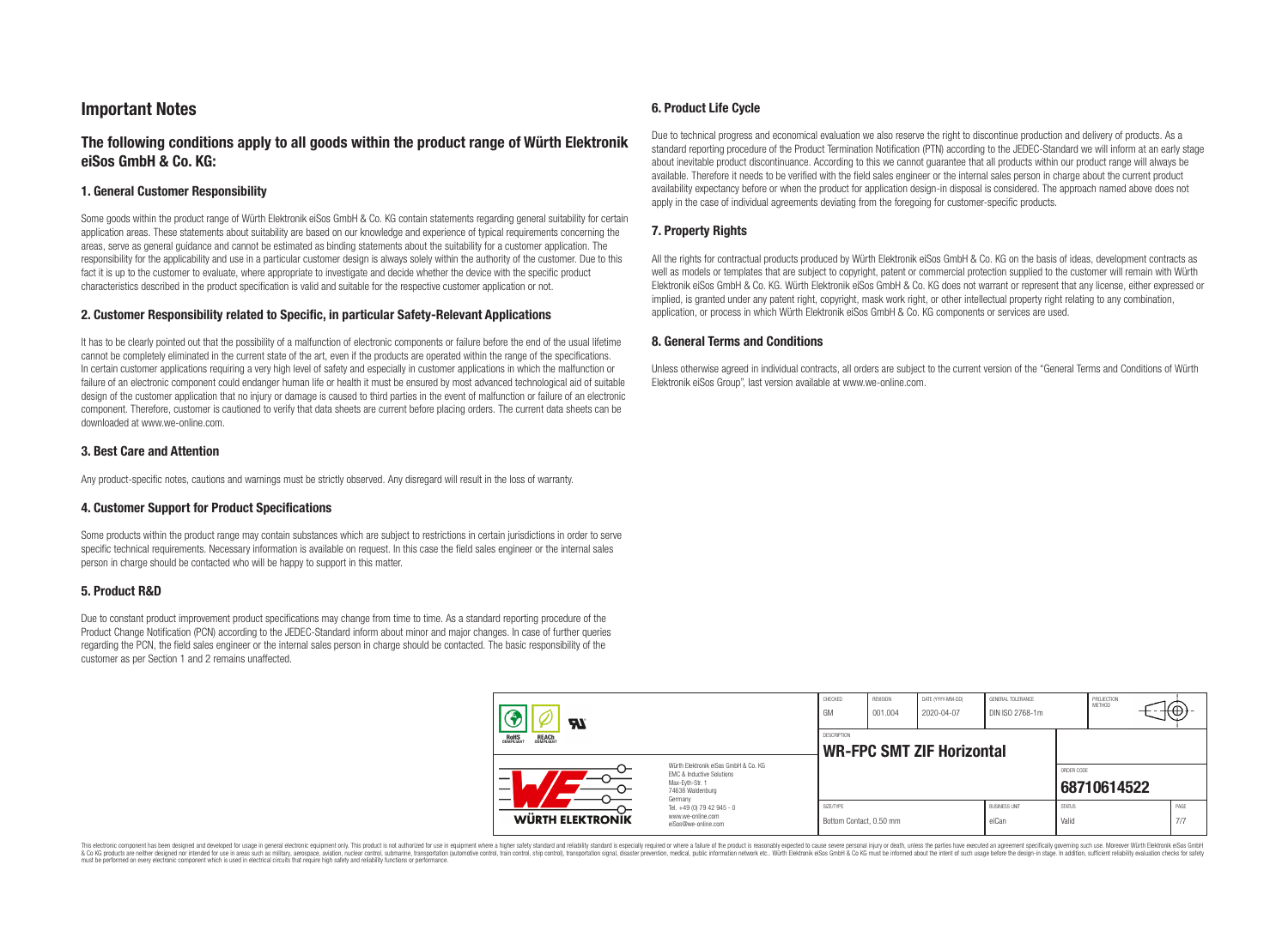## Important Notes

### The following conditions apply to all goods within the product range of Würth Elektronik eiSos GmbH & Co. KG:

#### 1. General Customer Responsibility

Some goods within the product range of Würth Elektronik eiSos GmbH & Co. KG contain statements regarding general suitability for certain application areas. These statements about suitability are based on our knowledge and experience of typical requirements concerning the areas, serve as general guidance and cannot be estimated as binding statements about the suitability for a customer application. The responsibility for the applicability and use in a particular customer design is always solely within the authority of the customer. Due to this fact it is up to the customer to evaluate, where appropriate to investigate and decide whether the device with the specific product characteristics described in the product specification is valid and suitable for the respective customer application or not.

#### 2. Customer Responsibility related to Specific, in particular Safety-Relevant Applications

It has to be clearly pointed out that the possibility of a malfunction of electronic components or failure before the end of the usual lifetime cannot be completely eliminated in the current state of the art, even if the products are operated within the range of the specifications. In certain customer applications requiring a very high level of safety and especially in customer applications in which the malfunction or failure of an electronic component could endanger human life or health it must be ensured by most advanced technological aid of suitable design of the customer application that no injury or damage is caused to third parties in the event of malfunction or failure of an electronic component. Therefore, customer is cautioned to verify that data sheets are current before placing orders. The current data sheets can be downloaded at www.we-online.com.

#### 3. Best Care and Attention

Any product-specific notes, cautions and warnings must be strictly observed. Any disregard will result in the loss of warranty.

#### 4. Customer Support for Product Specifications

Some products within the product range may contain substances which are subject to restrictions in certain jurisdictions in order to serve specific technical requirements. Necessary information is available on request. In this case the field sales engineer or the internal sales person in charge should be contacted who will be happy to support in this matter.

#### 5. Product R&D

Due to constant product improvement product specifications may change from time to time. As a standard reporting procedure of the Product Change Notification (PCN) according to the JEDEC-Standard inform about minor and major changes. In case of further queries regarding the PCN, the field sales engineer or the internal sales person in charge should be contacted. The basic responsibility of the customer as per Section 1 and 2 remains unaffected.

#### 6. Product Life Cycle

Due to technical progress and economical evaluation we also reserve the right to discontinue production and delivery of products. As a standard reporting procedure of the Product Termination Notification (PTN) according to the JEDEC-Standard we will inform at an early stage about inevitable product discontinuance. According to this we cannot guarantee that all products within our product range will always be available. Therefore it needs to be verified with the field sales engineer or the internal sales person in charge about the current product availability expectancy before or when the product for application design-in disposal is considered. The approach named above does not apply in the case of individual agreements deviating from the foregoing for customer-specific products.

#### 7. Property Rights

All the rights for contractual products produced by Würth Elektronik eiSos GmbH & Co. KG on the basis of ideas, development contracts as well as models or templates that are subject to copyright, patent or commercial protection supplied to the customer will remain with Würth Elektronik eiSos GmbH & Co. KG. Würth Elektronik eiSos GmbH & Co. KG does not warrant or represent that any license, either expressed or implied, is granted under any patent right, copyright, mask work right, or other intellectual property right relating to any combination, application, or process in which Würth Elektronik eiSos GmbH & Co. KG components or services are used.

#### 8. General Terms and Conditions

Unless otherwise agreed in individual contracts, all orders are subject to the current version of the "General Terms and Conditions of Würth Elektronik eiSos Group", last version available at www.we-online.com.

| | | | | | | |
|---|---|---|---|---|---|---|
| CHECKED GM | REVISION 001.004 | DATE (YYYY-MM-DD) 2020-04-07 | GENERAL TOLERANCE DIN ISO 2768-1m | PROJECTION METHOD | | |
| DESCRIPTION **WR-FPC SMT ZIF Horizontal** | | | | | | |
| | | | | ORDER CODE **68710614522** | | |
| SIZE/TYPE Bottom Contact, 0.50 mm | | | BUSINESS UNIT eiCan | STATUS Valid | | PAGE 7/7 |

Würth Elektronik eiSos GmbH & Co. KG
EMC & Inductive Solutions
Max-Eyth-Str. 1
74638 Waldenburg
Germany
Tel. +49 (0) 79 42 945 - 0
www.we-online.com
eiSos@we-online.com

This electronic component has been designed and developed for usage in general electronic equipment only. This product is not authorized for use in equipment where a higher safety standard and reliability standard is especially required or where a failure of the product is reasonably expected to cause severe personal injury or death, unless the parties have executed an agreement specifically governing such use. Moreover Würth Elektronik eiSos GmbH & Co KG products are neither designed nor intended for use in areas such as military, aerospace, aviation, nuclear control, submarine, transportation (automotive control, train control, ship control), transportation signal, disaster prevention, medical, public information network etc.. Würth Elektronik eiSos GmbH & Co KG must be informed about the intent of such usage before the design-in stage. In addition, sufficient reliability evaluation checks for safety must be performed on every electronic component which is used in electrical circuits that require high safety and reliability functions or performance.